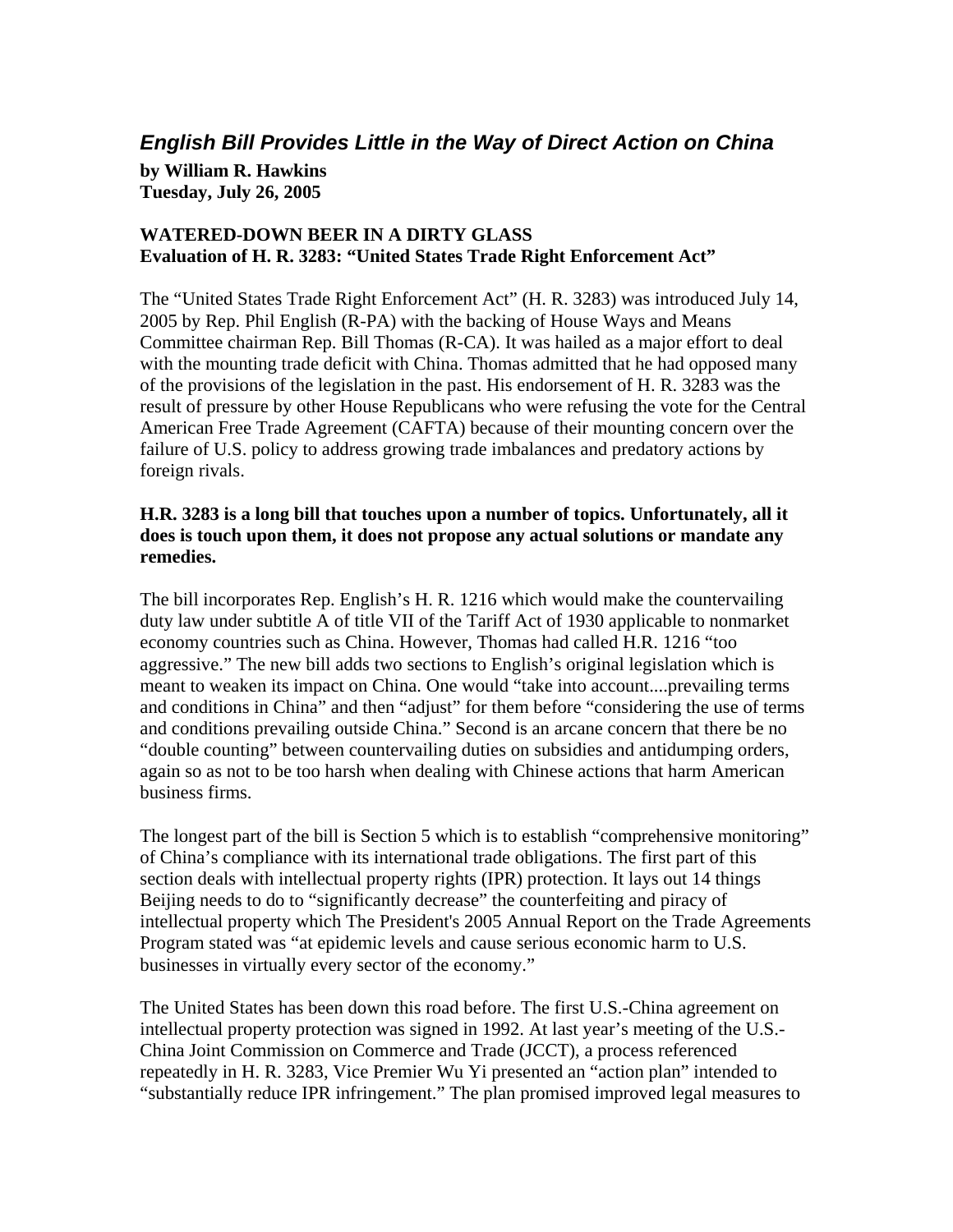# *English Bill Provides Little in the Way of Direct Action on China*

**by William R. Hawkins**
**Tuesday, July 26, 2005**

**WATERED-DOWN BEER IN A DIRTY GLASS**
**Evaluation of H. R. 3283: "United States Trade Right Enforcement Act"**

The "United States Trade Right Enforcement Act" (H. R. 3283) was introduced July 14, 2005 by Rep. Phil English (R-PA) with the backing of House Ways and Means Committee chairman Rep. Bill Thomas (R-CA). It was hailed as a major effort to deal with the mounting trade deficit with China. Thomas admitted that he had opposed many of the provisions of the legislation in the past. His endorsement of H. R. 3283 was the result of pressure by other House Republicans who were refusing the vote for the Central American Free Trade Agreement (CAFTA) because of their mounting concern over the failure of U.S. policy to address growing trade imbalances and predatory actions by foreign rivals.

**H.R. 3283 is a long bill that touches upon a number of topics. Unfortunately, all it does is touch upon them, it does not propose any actual solutions or mandate any remedies.**

The bill incorporates Rep. English's H. R. 1216 which would make the countervailing duty law under subtitle A of title VII of the Tariff Act of 1930 applicable to nonmarket economy countries such as China. However, Thomas had called H.R. 1216 "too aggressive." The new bill adds two sections to English's original legislation which is meant to weaken its impact on China. One would "take into account....prevailing terms and conditions in China" and then "adjust" for them before "considering the use of terms and conditions prevailing outside China." Second is an arcane concern that there be no "double counting" between countervailing duties on subsidies and antidumping orders, again so as not to be too harsh when dealing with Chinese actions that harm American business firms.

The longest part of the bill is Section 5 which is to establish "comprehensive monitoring" of China's compliance with its international trade obligations. The first part of this section deals with intellectual property rights (IPR) protection. It lays out 14 things Beijing needs to do to "significantly decrease" the counterfeiting and piracy of intellectual property which The President's 2005 Annual Report on the Trade Agreements Program stated was "at epidemic levels and cause serious economic harm to U.S. businesses in virtually every sector of the economy."

The United States has been down this road before. The first U.S.-China agreement on intellectual property protection was signed in 1992. At last year's meeting of the U.S.-China Joint Commission on Commerce and Trade (JCCT), a process referenced repeatedly in H. R. 3283, Vice Premier Wu Yi presented an "action plan" intended to "substantially reduce IPR infringement." The plan promised improved legal measures to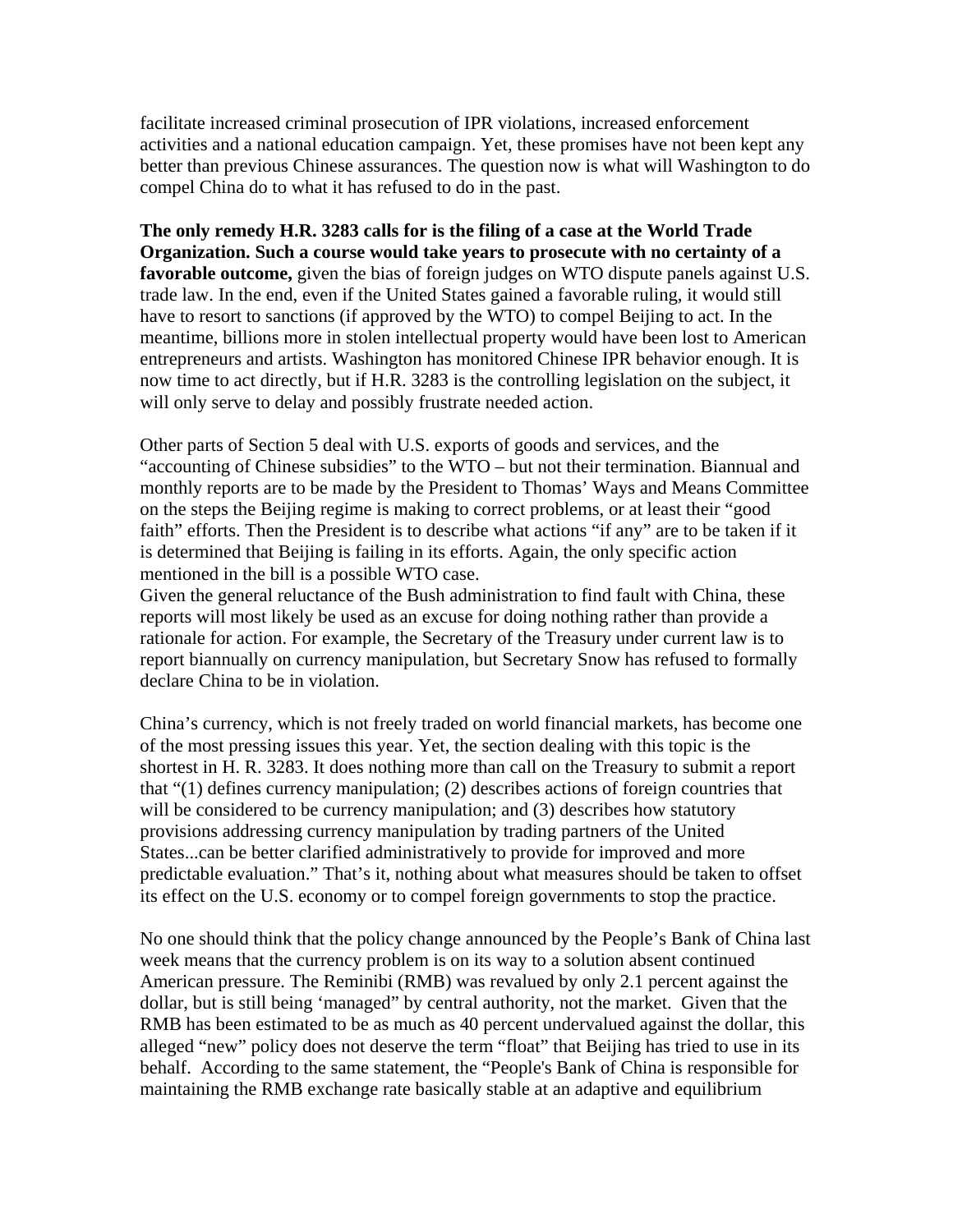facilitate increased criminal prosecution of IPR violations, increased enforcement activities and a national education campaign. Yet, these promises have not been kept any better than previous Chinese assurances. The question now is what will Washington to do compel China do to what it has refused to do in the past.

**The only remedy H.R. 3283 calls for is the filing of a case at the World Trade Organization. Such a course would take years to prosecute with no certainty of a favorable outcome,** given the bias of foreign judges on WTO dispute panels against U.S. trade law. In the end, even if the United States gained a favorable ruling, it would still have to resort to sanctions (if approved by the WTO) to compel Beijing to act. In the meantime, billions more in stolen intellectual property would have been lost to American entrepreneurs and artists. Washington has monitored Chinese IPR behavior enough. It is now time to act directly, but if H.R. 3283 is the controlling legislation on the subject, it will only serve to delay and possibly frustrate needed action.

Other parts of Section 5 deal with U.S. exports of goods and services, and the "accounting of Chinese subsidies" to the WTO – but not their termination. Biannual and monthly reports are to be made by the President to Thomas' Ways and Means Committee on the steps the Beijing regime is making to correct problems, or at least their "good faith" efforts. Then the President is to describe what actions "if any" are to be taken if it is determined that Beijing is failing in its efforts. Again, the only specific action mentioned in the bill is a possible WTO case.

Given the general reluctance of the Bush administration to find fault with China, these reports will most likely be used as an excuse for doing nothing rather than provide a rationale for action. For example, the Secretary of the Treasury under current law is to report biannually on currency manipulation, but Secretary Snow has refused to formally declare China to be in violation.

China's currency, which is not freely traded on world financial markets, has become one of the most pressing issues this year. Yet, the section dealing with this topic is the shortest in H. R. 3283. It does nothing more than call on the Treasury to submit a report that "(1) defines currency manipulation; (2) describes actions of foreign countries that will be considered to be currency manipulation; and (3) describes how statutory provisions addressing currency manipulation by trading partners of the United States...can be better clarified administratively to provide for improved and more predictable evaluation." That's it, nothing about what measures should be taken to offset its effect on the U.S. economy or to compel foreign governments to stop the practice.

No one should think that the policy change announced by the People's Bank of China last week means that the currency problem is on its way to a solution absent continued American pressure. The Reminibi (RMB) was revalued by only 2.1 percent against the dollar, but is still being 'managed" by central authority, not the market. Given that the RMB has been estimated to be as much as 40 percent undervalued against the dollar, this alleged "new" policy does not deserve the term "float" that Beijing has tried to use in its behalf. According to the same statement, the "People's Bank of China is responsible for maintaining the RMB exchange rate basically stable at an adaptive and equilibrium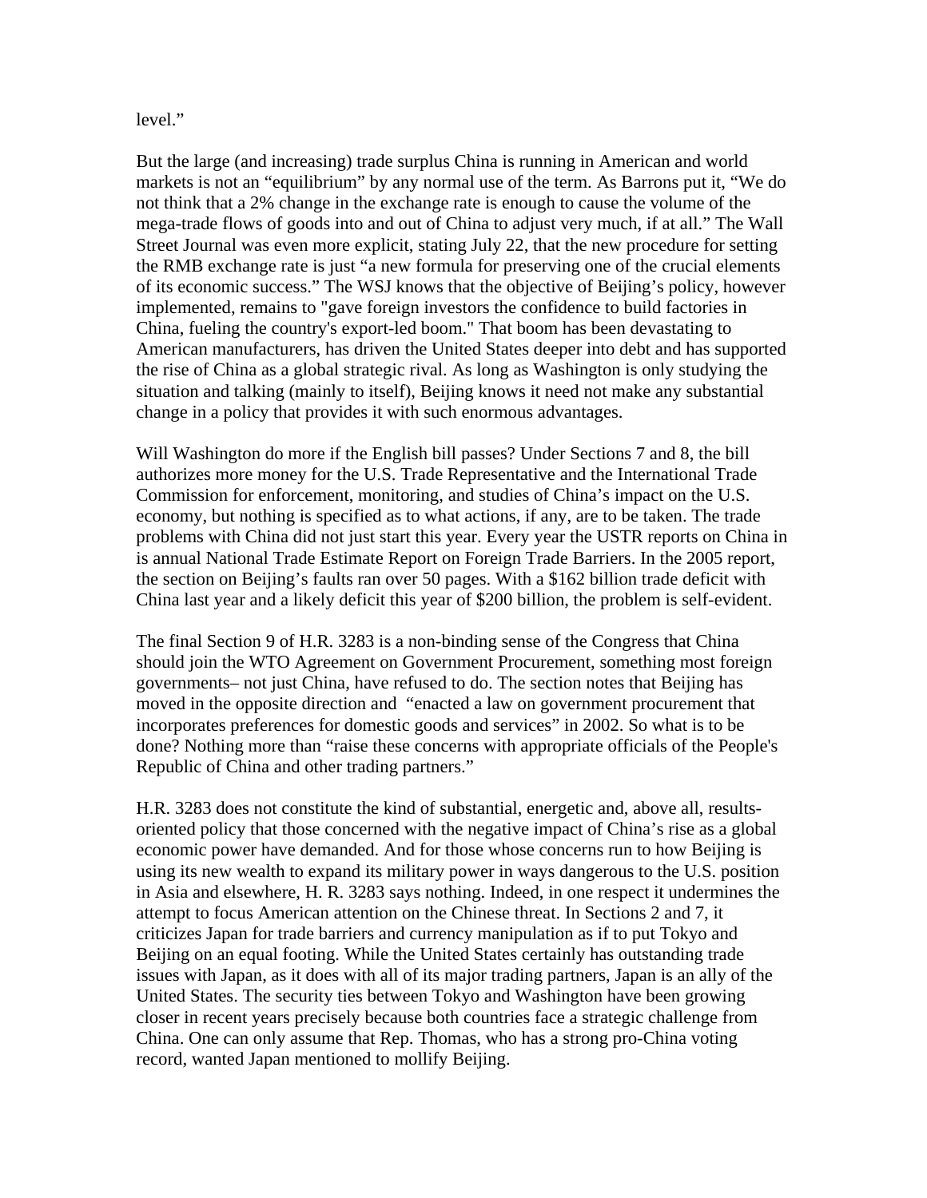level."

But the large (and increasing) trade surplus China is running in American and world markets is not an "equilibrium" by any normal use of the term. As Barrons put it, "We do not think that a 2% change in the exchange rate is enough to cause the volume of the mega-trade flows of goods into and out of China to adjust very much, if at all." The Wall Street Journal was even more explicit, stating July 22, that the new procedure for setting the RMB exchange rate is just "a new formula for preserving one of the crucial elements of its economic success." The WSJ knows that the objective of Beijing's policy, however implemented, remains to "gave foreign investors the confidence to build factories in China, fueling the country's export-led boom." That boom has been devastating to American manufacturers, has driven the United States deeper into debt and has supported the rise of China as a global strategic rival. As long as Washington is only studying the situation and talking (mainly to itself), Beijing knows it need not make any substantial change in a policy that provides it with such enormous advantages.

Will Washington do more if the English bill passes? Under Sections 7 and 8, the bill authorizes more money for the U.S. Trade Representative and the International Trade Commission for enforcement, monitoring, and studies of China's impact on the U.S. economy, but nothing is specified as to what actions, if any, are to be taken. The trade problems with China did not just start this year. Every year the USTR reports on China in is annual National Trade Estimate Report on Foreign Trade Barriers. In the 2005 report, the section on Beijing's faults ran over 50 pages. With a $162 billion trade deficit with China last year and a likely deficit this year of $200 billion, the problem is self-evident.

The final Section 9 of H.R. 3283 is a non-binding sense of the Congress that China should join the WTO Agreement on Government Procurement, something most foreign governments– not just China, have refused to do. The section notes that Beijing has moved in the opposite direction and "enacted a law on government procurement that incorporates preferences for domestic goods and services" in 2002. So what is to be done? Nothing more than "raise these concerns with appropriate officials of the People's Republic of China and other trading partners."

H.R. 3283 does not constitute the kind of substantial, energetic and, above all, results-oriented policy that those concerned with the negative impact of China's rise as a global economic power have demanded. And for those whose concerns run to how Beijing is using its new wealth to expand its military power in ways dangerous to the U.S. position in Asia and elsewhere, H. R. 3283 says nothing. Indeed, in one respect it undermines the attempt to focus American attention on the Chinese threat. In Sections 2 and 7, it criticizes Japan for trade barriers and currency manipulation as if to put Tokyo and Beijing on an equal footing. While the United States certainly has outstanding trade issues with Japan, as it does with all of its major trading partners, Japan is an ally of the United States. The security ties between Tokyo and Washington have been growing closer in recent years precisely because both countries face a strategic challenge from China. One can only assume that Rep. Thomas, who has a strong pro-China voting record, wanted Japan mentioned to mollify Beijing.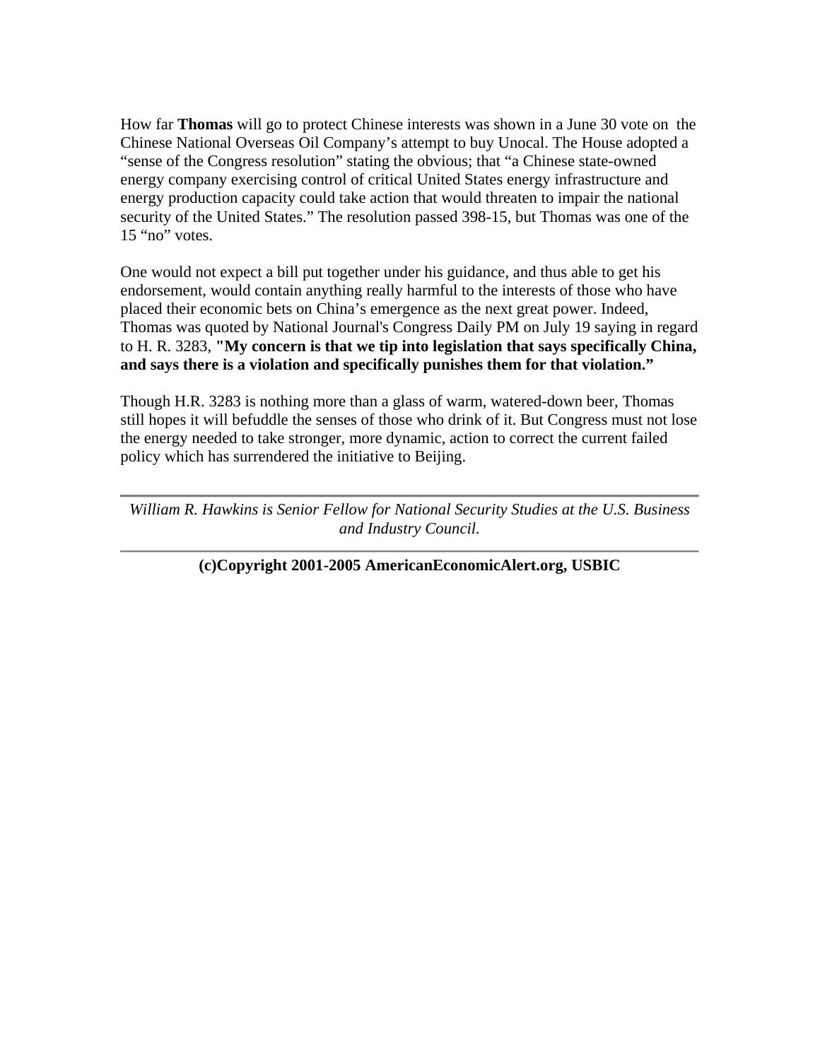How far **Thomas** will go to protect Chinese interests was shown in a June 30 vote on the Chinese National Overseas Oil Company's attempt to buy Unocal. The House adopted a "sense of the Congress resolution" stating the obvious; that "a Chinese state-owned energy company exercising control of critical United States energy infrastructure and energy production capacity could take action that would threaten to impair the national security of the United States." The resolution passed 398-15, but Thomas was one of the 15 "no" votes.

One would not expect a bill put together under his guidance, and thus able to get his endorsement, would contain anything really harmful to the interests of those who have placed their economic bets on China's emergence as the next great power. Indeed, Thomas was quoted by National Journal's Congress Daily PM on July 19 saying in regard to H. R. 3283, **"My concern is that we tip into legislation that says specifically China, and says there is a violation and specifically punishes them for that violation."**

Though H.R. 3283 is nothing more than a glass of warm, watered-down beer, Thomas still hopes it will befuddle the senses of those who drink of it. But Congress must not lose the energy needed to take stronger, more dynamic, action to correct the current failed policy which has surrendered the initiative to Beijing.

---

*William R. Hawkins is Senior Fellow for National Security Studies at the U.S. Business and Industry Council.*

---

**(c)Copyright 2001-2005 AmericanEconomicAlert.org, USBIC**